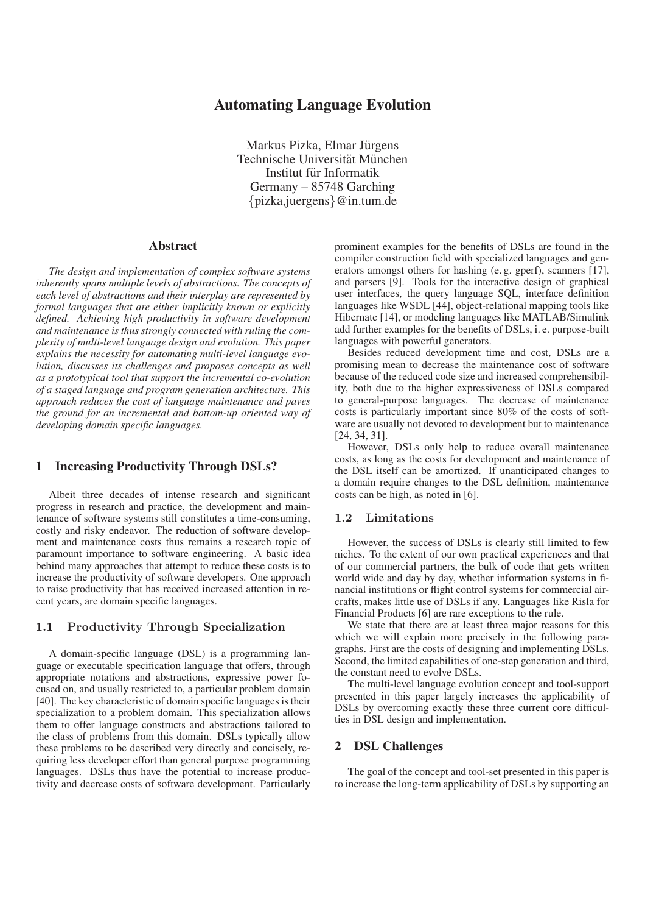# Automating Language Evolution

Markus Pizka, Elmar Jürgens
Technische Universität München
Institut für Informatik
Germany – 85748 Garching
{pizka,juergens}@in.tum.de

## Abstract

*The design and implementation of complex software systems inherently spans multiple levels of abstractions. The concepts of each level of abstractions and their interplay are represented by formal languages that are either implicitly known or explicitly defined. Achieving high productivity in software development and maintenance is thus strongly connected with ruling the complexity of multi-level language design and evolution. This paper explains the necessity for automating multi-level language evolution, discusses its challenges and proposes concepts as well as a prototypical tool that support the incremental co-evolution of a staged language and program generation architecture. This approach reduces the cost of language maintenance and paves the ground for an incremental and bottom-up oriented way of developing domain specific languages.*

## 1 Increasing Productivity Through DSLs?

Albeit three decades of intense research and significant progress in research and practice, the development and maintenance of software systems still constitutes a time-consuming, costly and risky endeavor. The reduction of software development and maintenance costs thus remains a research topic of paramount importance to software engineering. A basic idea behind many approaches that attempt to reduce these costs is to increase the productivity of software developers. One approach to raise productivity that has received increased attention in recent years, are domain specific languages.

### 1.1 Productivity Through Specialization

A domain-specific language (DSL) is a programming language or executable specification language that offers, through appropriate notations and abstractions, expressive power focused on, and usually restricted to, a particular problem domain [40]. The key characteristic of domain specific languages is their specialization to a problem domain. This specialization allows them to offer language constructs and abstractions tailored to the class of problems from this domain. DSLs typically allow these problems to be described very directly and concisely, requiring less developer effort than general purpose programming languages. DSLs thus have the potential to increase productivity and decrease costs of software development. Particularly prominent examples for the benefits of DSLs are found in the compiler construction field with specialized languages and generators amongst others for hashing (e. g. gperf), scanners [17], and parsers [9]. Tools for the interactive design of graphical user interfaces, the query language SQL, interface definition languages like WSDL [44], object-relational mapping tools like Hibernate [14], or modeling languages like MATLAB/Simulink add further examples for the benefits of DSLs, i. e. purpose-built languages with powerful generators.

Besides reduced development time and cost, DSLs are a promising mean to decrease the maintenance cost of software because of the reduced code size and increased comprehensibility, both due to the higher expressiveness of DSLs compared to general-purpose languages. The decrease of maintenance costs is particularly important since 80% of the costs of software are usually not devoted to development but to maintenance [24, 34, 31].

However, DSLs only help to reduce overall maintenance costs, as long as the costs for development and maintenance of the DSL itself can be amortized. If unanticipated changes to a domain require changes to the DSL definition, maintenance costs can be high, as noted in [6].

### 1.2 Limitations

However, the success of DSLs is clearly still limited to few niches. To the extent of our own practical experiences and that of our commercial partners, the bulk of code that gets written world wide and day by day, whether information systems in financial institutions or flight control systems for commercial aircrafts, makes little use of DSLs if any. Languages like Risla for Financial Products [6] are rare exceptions to the rule.

We state that there are at least three major reasons for this which we will explain more precisely in the following paragraphs. First are the costs of designing and implementing DSLs. Second, the limited capabilities of one-step generation and third, the constant need to evolve DSLs.

The multi-level language evolution concept and tool-support presented in this paper largely increases the applicability of DSLs by overcoming exactly these three current core difficulties in DSL design and implementation.

## 2 DSL Challenges

The goal of the concept and tool-set presented in this paper is to increase the long-term applicability of DSLs by supporting an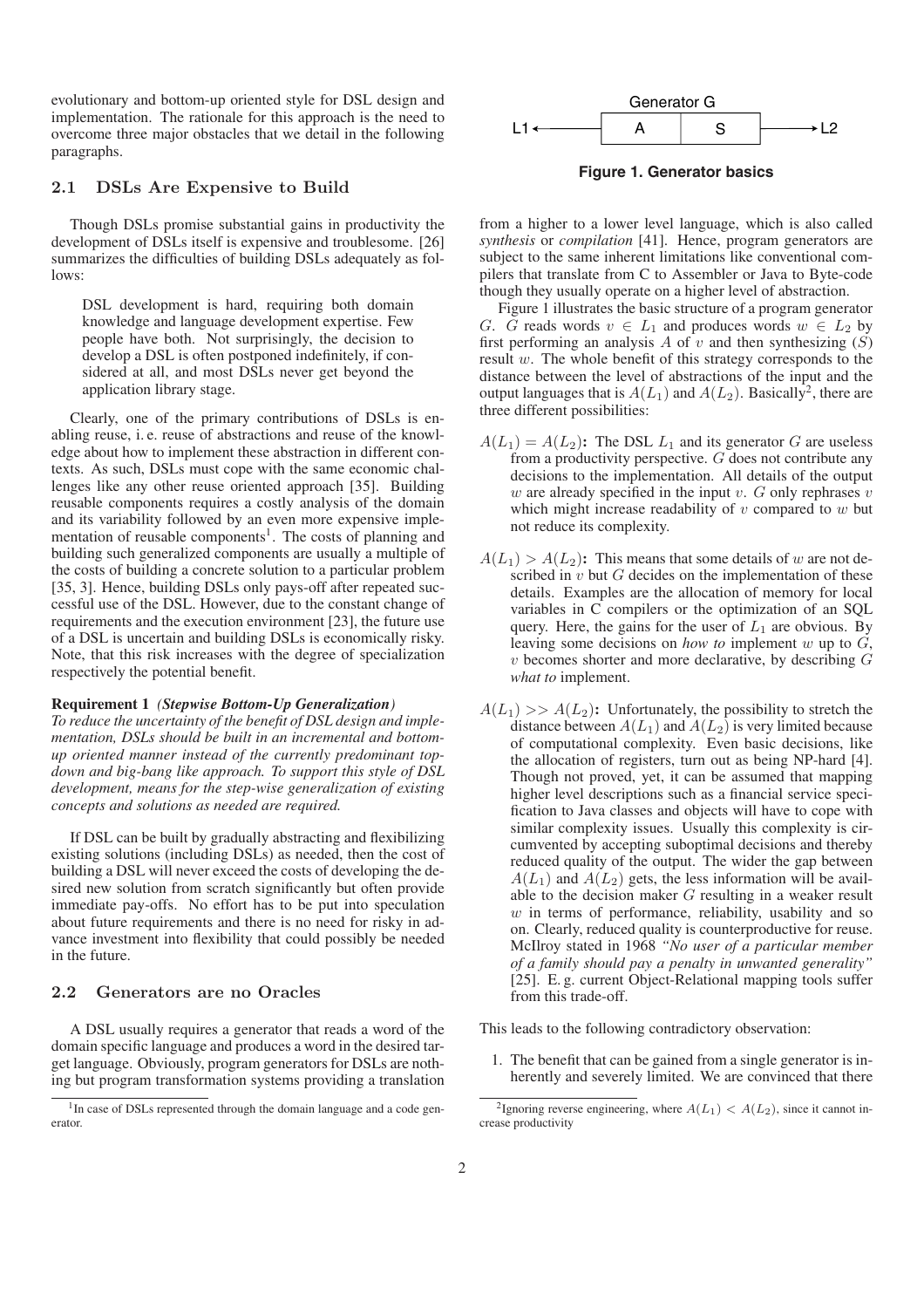evolutionary and bottom-up oriented style for DSL design and implementation. The rationale for this approach is the need to overcome three major obstacles that we detail in the following paragraphs.

## 2.1 DSLs Are Expensive to Build

Though DSLs promise substantial gains in productivity the development of DSLs itself is expensive and troublesome. [26] summarizes the difficulties of building DSLs adequately as follows:

> DSL development is hard, requiring both domain knowledge and language development expertise. Few people have both. Not surprisingly, the decision to develop a DSL is often postponed indefinitely, if considered at all, and most DSLs never get beyond the application library stage.

Clearly, one of the primary contributions of DSLs is enabling reuse, i. e. reuse of abstractions and reuse of the knowledge about how to implement these abstraction in different contexts. As such, DSLs must cope with the same economic challenges like any other reuse oriented approach [35]. Building reusable components requires a costly analysis of the domain and its variability followed by an even more expensive implementation of reusable components[1]. The costs of planning and building such generalized components are usually a multiple of the costs of building a concrete solution to a particular problem [35, 3]. Hence, building DSLs only pays-off after repeated successful use of the DSL. However, due to the constant change of requirements and the execution environment [23], the future use of a DSL is uncertain and building DSLs is economically risky. Note, that this risk increases with the degree of specialization respectively the potential benefit.

**Requirement 1** ***(Stepwise Bottom-Up Generalization)***
*To reduce the uncertainty of the benefit of DSL design and implementation, DSLs should be built in an incremental and bottom-up oriented manner instead of the currently predominant top-down and big-bang like approach. To support this style of DSL development, means for the step-wise generalization of existing concepts and solutions as needed are required.*

If DSL can be built by gradually abstracting and flexibilizing existing solutions (including DSLs) as needed, then the cost of building a DSL will never exceed the costs of developing the desired new solution from scratch significantly but often provide immediate pay-offs. No effort has to be put into speculation about future requirements and there is no need for risky in advance investment into flexibility that could possibly be needed in the future.

## 2.2 Generators are no Oracles

A DSL usually requires a generator that reads a word of the domain specific language and produces a word in the desired target language. Obviously, program generators for DSLs are nothing but program transformation systems providing a translation from a higher to a lower level language, which is also called *synthesis* or *compilation* [41]. Hence, program generators are subject to the same inherent limitations like conventional compilers that translate from C to Assembler or Java to Byte-code though they usually operate on a higher level of abstraction.

Generator G

L1 ← | A | S | → L2

**Figure 1. Generator basics**

Figure 1 illustrates the basic structure of a program generator $G$. $G$ reads words $v \in L_1$ and produces words $w \in L_2$ by first performing an analysis $A$ of $v$ and then synthesizing ($S$) result $w$. The whole benefit of this strategy corresponds to the distance between the level of abstractions of the input and the output languages that is $A(L_1)$ and $A(L_2)$. Basically[2], there are three different possibilities:

- $A(L_1) = A(L_2)$**:** The DSL $L_1$ and its generator $G$ are useless from a productivity perspective. $G$ does not contribute any decisions to the implementation. All details of the output $w$ are already specified in the input $v$. $G$ only rephrases $v$ which might increase readability of $v$ compared to $w$ but not reduce its complexity.
- $A(L_1) > A(L_2)$**:** This means that some details of $w$ are not described in $v$ but $G$ decides on the implementation of these details. Examples are the allocation of memory for local variables in C compilers or the optimization of an SQL query. Here, the gains for the user of $L_1$ are obvious. By leaving some decisions on *how to* implement $w$ up to $G$, $v$ becomes shorter and more declarative, by describing $G$ *what to* implement.
- $A(L_1) >> A(L_2)$**:** Unfortunately, the possibility to stretch the distance between $A(L_1)$ and $A(L_2)$ is very limited because of computational complexity. Even basic decisions, like the allocation of registers, turn out as being NP-hard [4]. Though not proved, yet, it can be assumed that mapping higher level descriptions such as a financial service specification to Java classes and objects will have to cope with similar complexity issues. Usually this complexity is circumvented by accepting suboptimal decisions and thereby reduced quality of the output. The wider the gap between $A(L_1)$ and $A(L_2)$ gets, the less information will be available to the decision maker $G$ resulting in a weaker result $w$ in terms of performance, reliability, usability and so on. Clearly, reduced quality is counterproductive for reuse. McIlroy stated in 1968 *"No user of a particular member of a family should pay a penalty in unwanted generality"* [25]. E. g. current Object-Relational mapping tools suffer from this trade-off.

This leads to the following contradictory observation:

1. The benefit that can be gained from a single generator is inherently and severely limited. We are convinced that there

[1] In case of DSLs represented through the domain language and a code generator.

[2] Ignoring reverse engineering, where $A(L_1) < A(L_2)$, since it cannot increase productivity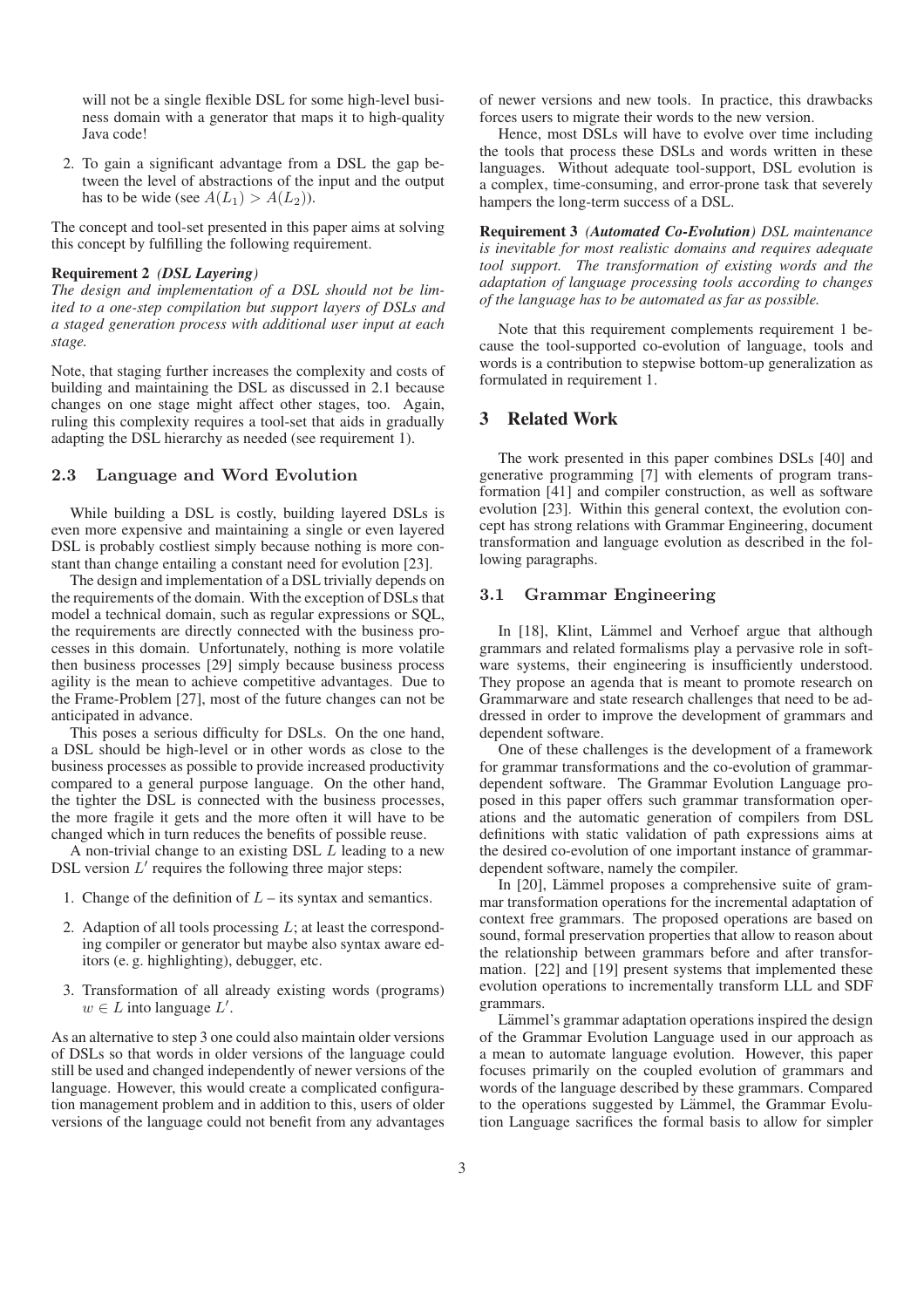will not be a single flexible DSL for some high-level business domain with a generator that maps it to high-quality Java code!

2. To gain a significant advantage from a DSL the gap between the level of abstractions of the input and the output has to be wide (see $A(L_1) > A(L_2)$).

The concept and tool-set presented in this paper aims at solving this concept by fulfilling the following requirement.

**Requirement 2** ***(DSL Layering)***
*The design and implementation of a DSL should not be limited to a one-step compilation but support layers of DSLs and a staged generation process with additional user input at each stage.*

Note, that staging further increases the complexity and costs of building and maintaining the DSL as discussed in 2.1 because changes on one stage might affect other stages, too. Again, ruling this complexity requires a tool-set that aids in gradually adapting the DSL hierarchy as needed (see requirement 1).

### 2.3 Language and Word Evolution

While building a DSL is costly, building layered DSLs is even more expensive and maintaining a single or even layered DSL is probably costliest simply because nothing is more constant than change entailing a constant need for evolution [23].

The design and implementation of a DSL trivially depends on the requirements of the domain. With the exception of DSLs that model a technical domain, such as regular expressions or SQL, the requirements are directly connected with the business processes in this domain. Unfortunately, nothing is more volatile then business processes [29] simply because business process agility is the mean to achieve competitive advantages. Due to the Frame-Problem [27], most of the future changes can not be anticipated in advance.

This poses a serious difficulty for DSLs. On the one hand, a DSL should be high-level or in other words as close to the business processes as possible to provide increased productivity compared to a general purpose language. On the other hand, the tighter the DSL is connected with the business processes, the more fragile it gets and the more often it will have to be changed which in turn reduces the benefits of possible reuse.

A non-trivial change to an existing DSL $L$ leading to a new DSL version $L'$ requires the following three major steps:

1. Change of the definition of $L$ – its syntax and semantics.
2. Adaption of all tools processing $L$; at least the corresponding compiler or generator but maybe also syntax aware editors (e. g. highlighting), debugger, etc.
3. Transformation of all already existing words (programs) $w \in L$ into language $L'$.

As an alternative to step 3 one could also maintain older versions of DSLs so that words in older versions of the language could still be used and changed independently of newer versions of the language. However, this would create a complicated configuration management problem and in addition to this, users of older versions of the language could not benefit from any advantages of newer versions and new tools. In practice, this drawbacks forces users to migrate their words to the new version.

Hence, most DSLs will have to evolve over time including the tools that process these DSLs and words written in these languages. Without adequate tool-support, DSL evolution is a complex, time-consuming, and error-prone task that severely hampers the long-term success of a DSL.

**Requirement 3** ***(Automated Co-Evolution)*** *DSL maintenance is inevitable for most realistic domains and requires adequate tool support. The transformation of existing words and the adaptation of language processing tools according to changes of the language has to be automated as far as possible.*

Note that this requirement complements requirement 1 because the tool-supported co-evolution of language, tools and words is a contribution to stepwise bottom-up generalization as formulated in requirement 1.

## 3 Related Work

The work presented in this paper combines DSLs [40] and generative programming [7] with elements of program transformation [41] and compiler construction, as well as software evolution [23]. Within this general context, the evolution concept has strong relations with Grammar Engineering, document transformation and language evolution as described in the following paragraphs.

### 3.1 Grammar Engineering

In [18], Klint, Lämmel and Verhoef argue that although grammars and related formalisms play a pervasive role in software systems, their engineering is insufficiently understood. They propose an agenda that is meant to promote research on Grammarware and state research challenges that need to be addressed in order to improve the development of grammars and dependent software.

One of these challenges is the development of a framework for grammar transformations and the co-evolution of grammar-dependent software. The Grammar Evolution Language proposed in this paper offers such grammar transformation operations and the automatic generation of compilers from DSL definitions with static validation of path expressions aims at the desired co-evolution of one important instance of grammar-dependent software, namely the compiler.

In [20], Lämmel proposes a comprehensive suite of grammar transformation operations for the incremental adaptation of context free grammars. The proposed operations are based on sound, formal preservation properties that allow to reason about the relationship between grammars before and after transformation. [22] and [19] present systems that implemented these evolution operations to incrementally transform LLL and SDF grammars.

Lämmel's grammar adaptation operations inspired the design of the Grammar Evolution Language used in our approach as a mean to automate language evolution. However, this paper focuses primarily on the coupled evolution of grammars and words of the language described by these grammars. Compared to the operations suggested by Lämmel, the Grammar Evolution Language sacrifices the formal basis to allow for simpler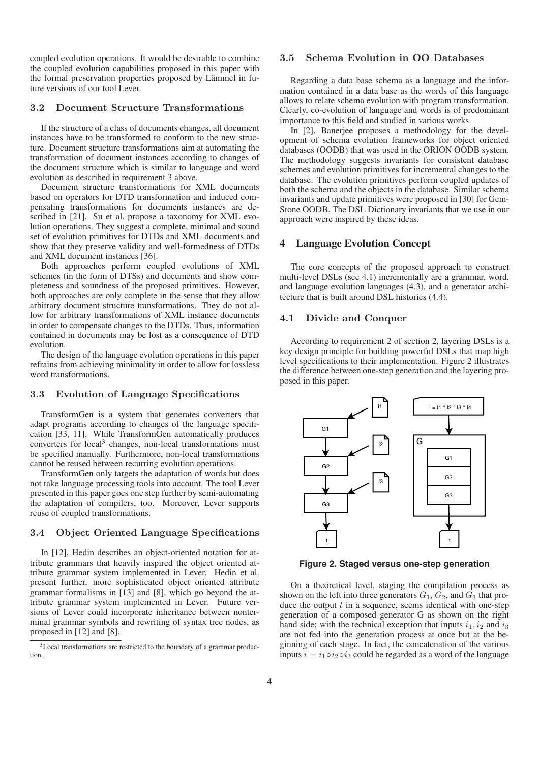coupled evolution operations. It would be desirable to combine the coupled evolution capabilities proposed in this paper with the formal preservation properties proposed by Lämmel in future versions of our tool Lever.

### 3.2 Document Structure Transformations

If the structure of a class of documents changes, all document instances have to be transformed to conform to the new structure. Document structure transformations aim at automating the transformation of document instances according to changes of the document structure which is similar to language and word evolution as described in requirement 3 above.

Document structure transformations for XML documents based on operators for DTD transformation and induced compensating transformations for documents instances are described in [21]. Su et al. propose a taxonomy for XML evolution operations. They suggest a complete, minimal and sound set of evolution primitives for DTDs and XML documents and show that they preserve validity and well-formedness of DTDs and XML document instances [36].

Both approaches perform coupled evolutions of XML schemes (in the form of DTSs) and documents and show completeness and soundness of the proposed primitives. However, both approaches are only complete in the sense that they allow arbitrary document structure transformations. They do not allow for arbitrary transformations of XML instance documents in order to compensate changes to the DTDs. Thus, information contained in documents may be lost as a consequence of DTD evolution.

The design of the language evolution operations in this paper refrains from achieving minimality in order to allow for lossless word transformations.

### 3.3 Evolution of Language Specifications

TransformGen is a system that generates converters that adapt programs according to changes of the language specification [33, 11]. While TransformGen automatically produces converters for local[3] changes, non-local transformations must be specified manually. Furthermore, non-local transformations cannot be reused between recurring evolution operations.

TransformGen only targets the adaptation of words but does not take language processing tools into account. The tool Lever presented in this paper goes one step further by semi-automating the adaptation of compilers, too. Moreover, Lever supports reuse of coupled transformations.

### 3.4 Object Oriented Language Specifications

In [12], Hedin describes an object-oriented notation for attribute grammars that heavily inspired the object oriented attribute grammar system implemented in Lever. Hedin et al. present further, more sophisticated object oriented attribute grammar formalisms in [13] and [8], which go beyond the attribute grammar system implemented in Lever. Future versions of Lever could incorporate inheritance between nonterminal grammar symbols and rewriting of syntax tree nodes, as proposed in [12] and [8].

[3] Local transformations are restricted to the boundary of a grammar production.

### 3.5 Schema Evolution in OO Databases

Regarding a data base schema as a language and the information contained in a data base as the words of this language allows to relate schema evolution with program transformation. Clearly, co-evolution of language and words is of predominant importance to this field and studied in various works.

In [2], Banerjee proposes a methodology for the development of schema evolution frameworks for object oriented databases (OODB) that was used in the ORION OODB system. The methodology suggests invariants for consistent database schemes and evolution primitives for incremental changes to the database. The evolution primitives perform coupled updates of both the schema and the objects in the database. Similar schema invariants and update primitives were proposed in [30] for GemStone OODB. The DSL Dictionary invariants that we use in our approach were inspired by these ideas.

## 4 Language Evolution Concept

The core concepts of the proposed approach to construct multi-level DSLs (see 4.1) incrementally are a grammar, word, and language evolution languages (4.3), and a generator architecture that is built around DSL histories (4.4).

### 4.1 Divide and Conquer

According to requirement 2 of section 2, layering DSLs is a key design principle for building powerful DSLs that map high level specifications to their implementation. Figure 2 illustrates the difference between one-step generation and the layering proposed in this paper.

**Figure 2. Staged versus one-step generation**

On a theoretical level, staging the compilation process as shown on the left into three generators $G_1$, $G_2$, and $G_3$ that produce the output $t$ in a sequence, seems identical with one-step generation of a composed generator G as shown on the right hand side; with the technical exception that inputs $i_1, i_2$ and $i_3$ are not fed into the generation process at once but at the beginning of each stage. In fact, the concatenation of the various inputs $i = i_1 \circ i_2 \circ i_3$ could be regarded as a word of the language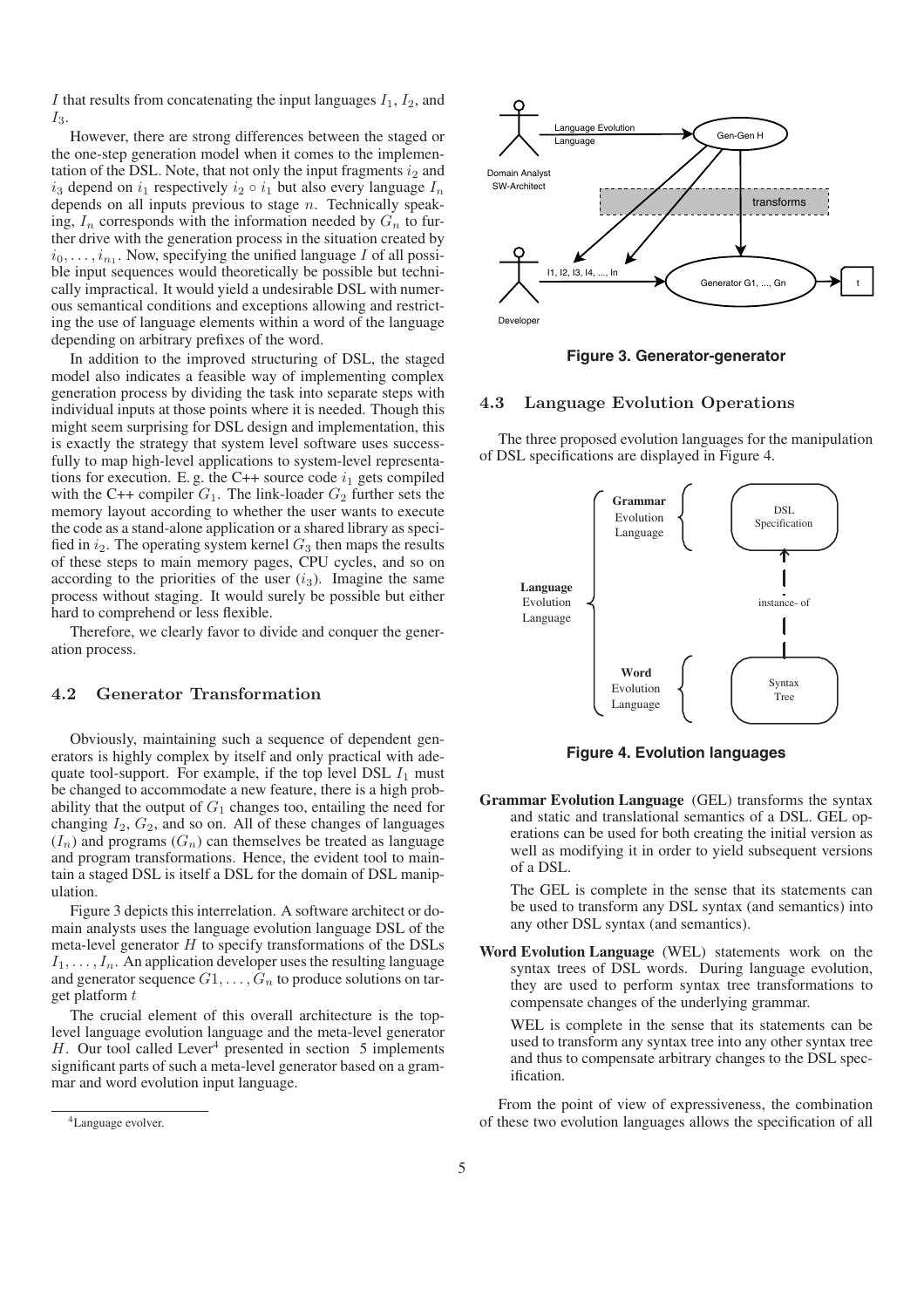$I$ that results from concatenating the input languages $I_1$, $I_2$, and $I_3$.

However, there are strong differences between the staged or the one-step generation model when it comes to the implementation of the DSL. Note, that not only the input fragments $i_2$ and $i_3$ depend on $i_1$ respectively $i_2 \circ i_1$ but also every language $I_n$ depends on all inputs previous to stage $n$. Technically speaking, $I_n$ corresponds with the information needed by $G_n$ to further drive with the generation process in the situation created by $i_0, \ldots, i_{n_1}$. Now, specifying the unified language $I$ of all possible input sequences would theoretically be possible but technically impractical. It would yield a undesirable DSL with numerous semantical conditions and exceptions allowing and restricting the use of language elements within a word of the language depending on arbitrary prefixes of the word.

In addition to the improved structuring of DSL, the staged model also indicates a feasible way of implementing complex generation process by dividing the task into separate steps with individual inputs at those points where it is needed. Though this might seem surprising for DSL design and implementation, this is exactly the strategy that system level software uses successfully to map high-level applications to system-level representations for execution. E. g. the C++ source code $i_1$ gets compiled with the C++ compiler $G_1$. The link-loader $G_2$ further sets the memory layout according to whether the user wants to execute the code as a stand-alone application or a shared library as specified in $i_2$. The operating system kernel $G_3$ then maps the results of these steps to main memory pages, CPU cycles, and so on according to the priorities of the user ($i_3$). Imagine the same process without staging. It would surely be possible but either hard to comprehend or less flexible.

Therefore, we clearly favor to divide and conquer the generation process.

## 4.2 Generator Transformation

Obviously, maintaining such a sequence of dependent generators is highly complex by itself and only practical with adequate tool-support. For example, if the top level DSL $I_1$ must be changed to accommodate a new feature, there is a high probability that the output of $G_1$ changes too, entailing the need for changing $I_2$, $G_2$, and so on. All of these changes of languages ($I_n$) and programs ($G_n$) can themselves be treated as language and program transformations. Hence, the evident tool to maintain a staged DSL is itself a DSL for the domain of DSL manipulation.

Figure 3 depicts this interrelation. A software architect or domain analysts uses the language evolution language DSL of the meta-level generator $H$ to specify transformations of the DSLs $I_1, \ldots, I_n$. An application developer uses the resulting language and generator sequence $G1, \ldots, G_n$ to produce solutions on target platform $t$

The crucial element of this overall architecture is the top-level language evolution language and the meta-level generator $H$. Our tool called Lever[4] presented in section 5 implements significant parts of such a meta-level generator based on a grammar and word evolution input language.

[4] Language evolver.

Figure 3. Generator-generator

## 4.3 Language Evolution Operations

The three proposed evolution languages for the manipulation of DSL specifications are displayed in Figure 4.

Figure 4. Evolution languages

**Grammar Evolution Language** (GEL) transforms the syntax and static and translational semantics of a DSL. GEL operations can be used for both creating the initial version as well as modifying it in order to yield subsequent versions of a DSL.

The GEL is complete in the sense that its statements can be used to transform any DSL syntax (and semantics) into any other DSL syntax (and semantics).

**Word Evolution Language** (WEL) statements work on the syntax trees of DSL words. During language evolution, they are used to perform syntax tree transformations to compensate changes of the underlying grammar.

WEL is complete in the sense that its statements can be used to transform any syntax tree into any other syntax tree and thus to compensate arbitrary changes to the DSL specification.

From the point of view of expressiveness, the combination of these two evolution languages allows the specification of all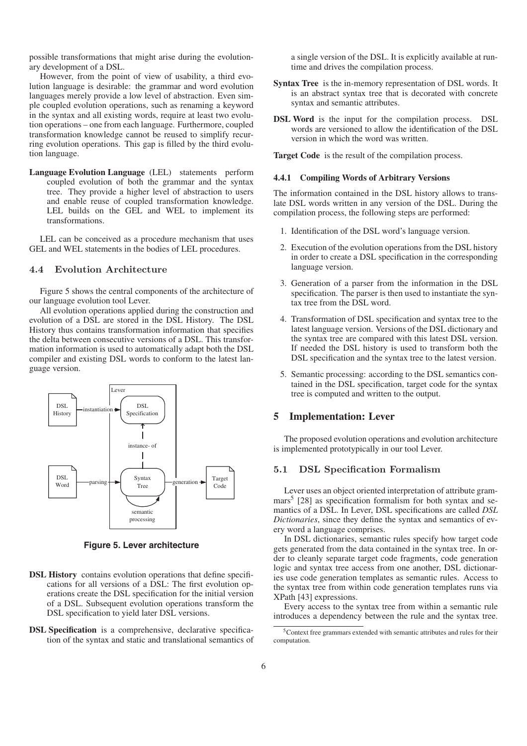possible transformations that might arise during the evolutionary development of a DSL.

However, from the point of view of usability, a third evolution language is desirable: the grammar and word evolution languages merely provide a low level of abstraction. Even simple coupled evolution operations, such as renaming a keyword in the syntax and all existing words, require at least two evolution operations – one from each language. Furthermore, coupled transformation knowledge cannot be reused to simplify recurring evolution operations. This gap is filled by the third evolution language.

**Language Evolution Language** (LEL) statements perform coupled evolution of both the grammar and the syntax tree. They provide a higher level of abstraction to users and enable reuse of coupled transformation knowledge. LEL builds on the GEL and WEL to implement its transformations.

LEL can be conceived as a procedure mechanism that uses GEL and WEL statements in the bodies of LEL procedures.

### 4.4 Evolution Architecture

Figure 5 shows the central components of the architecture of our language evolution tool Lever.

All evolution operations applied during the construction and evolution of a DSL are stored in the DSL History. The DSL History thus contains transformation information that specifies the delta between consecutive versions of a DSL. This transformation information is used to automatically adapt both the DSL compiler and existing DSL words to conform to the latest language version.

Lever

DSL History

instantiation

DSL Specification

instance- of

DSL Word

parsing

Syntax Tree

generation

Target Code

semantic processing

**Figure 5. Lever architecture**

**DSL History** contains evolution operations that define specifications for all versions of a DSL: The first evolution operations create the DSL specification for the initial version of a DSL. Subsequent evolution operations transform the DSL specification to yield later DSL versions.

**DSL Specification** is a comprehensive, declarative specification of the syntax and static and translational semantics of a single version of the DSL. It is explicitly available at runtime and drives the compilation process.

**Syntax Tree** is the in-memory representation of DSL words. It is an abstract syntax tree that is decorated with concrete syntax and semantic attributes.

**DSL Word** is the input for the compilation process. DSL words are versioned to allow the identification of the DSL version in which the word was written.

**Target Code** is the result of the compilation process.

#### 4.4.1 Compiling Words of Arbitrary Versions

The information contained in the DSL history allows to translate DSL words written in any version of the DSL. During the compilation process, the following steps are performed:

1. Identification of the DSL word's language version.
2. Execution of the evolution operations from the DSL history in order to create a DSL specification in the corresponding language version.
3. Generation of a parser from the information in the DSL specification. The parser is then used to instantiate the syntax tree from the DSL word.
4. Transformation of DSL specification and syntax tree to the latest language version. Versions of the DSL dictionary and the syntax tree are compared with this latest DSL version. If needed the DSL history is used to transform both the DSL specification and the syntax tree to the latest version.
5. Semantic processing: according to the DSL semantics contained in the DSL specification, target code for the syntax tree is computed and written to the output.

## 5 Implementation: Lever

The proposed evolution operations and evolution architecture is implemented prototypically in our tool Lever.

### 5.1 DSL Specification Formalism

Lever uses an object oriented interpretation of attribute grammars[5] [28] as specification formalism for both syntax and semantics of a DSL. In Lever, DSL specifications are called *DSL Dictionaries*, since they define the syntax and semantics of every word a language comprises.

In DSL dictionaries, semantic rules specify how target code gets generated from the data contained in the syntax tree. In order to cleanly separate target code fragments, code generation logic and syntax tree access from one another, DSL dictionaries use code generation templates as semantic rules. Access to the syntax tree from within code generation templates runs via XPath [43] expressions.

Every access to the syntax tree from within a semantic rule introduces a dependency between the rule and the syntax tree.

[5] Context free grammars extended with semantic attributes and rules for their computation.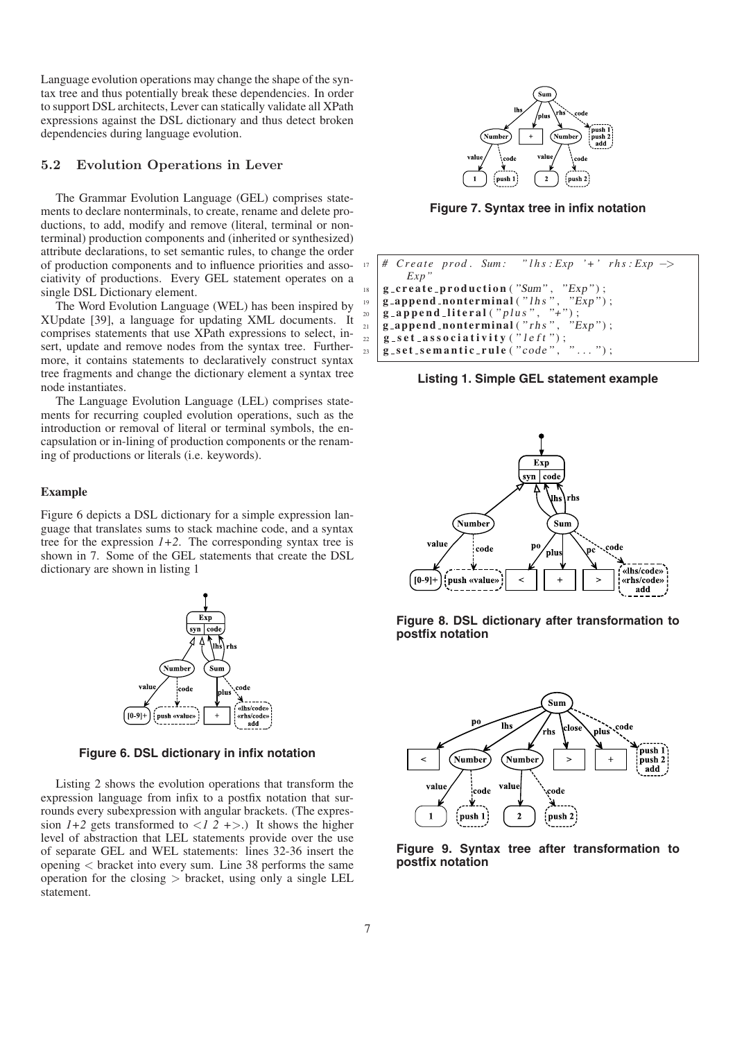Language evolution operations may change the shape of the syntax tree and thus potentially break these dependencies. In order to support DSL architects, Lever can statically validate all XPath expressions against the DSL dictionary and thus detect broken dependencies during language evolution.

### 5.2 Evolution Operations in Lever

The Grammar Evolution Language (GEL) comprises statements to declare nonterminals, to create, rename and delete productions, to add, modify and remove (literal, terminal or nonterminal) production components and (inherited or synthesized) attribute declarations, to set semantic rules, to change the order of production components and to influence priorities and associativity of productions. Every GEL statement operates on a single DSL Dictionary element.

The Word Evolution Language (WEL) has been inspired by XUpdate [39], a language for updating XML documents. It comprises statements that use XPath expressions to select, insert, update and remove nodes from the syntax tree. Furthermore, it contains statements to declaratively construct syntax tree fragments and change the dictionary element a syntax tree node instantiates.

The Language Evolution Language (LEL) comprises statements for recurring coupled evolution operations, such as the introduction or removal of literal or terminal symbols, the encapsulation or in-lining of production components or the renaming of productions or literals (i.e. keywords).

#### Example

Figure 6 depicts a DSL dictionary for a simple expression language that translates sums to stack machine code, and a syntax tree for the expression *1+2*. The corresponding syntax tree is shown in 7. Some of the GEL statements that create the DSL dictionary are shown in listing 1

Figure 6. DSL dictionary in infix notation

Listing 2 shows the evolution operations that transform the expression language from infix to a postfix notation that surrounds every subexpression with angular brackets. (The expression *1+2* gets transformed to $<$*1 2 +*$>$.) It shows the higher level of abstraction that LEL statements provide over the use of separate GEL and WEL statements: lines 32-36 insert the opening $<$ bracket into every sum. Line 38 performs the same operation for the closing $>$ bracket, using only a single LEL statement.

Figure 7. Syntax tree in infix notation

```
17  # Create prod. Sum:   "lhs:Exp '+' rhs:Exp ->
      Exp"
18  g_create_production("Sum", "Exp");
19  g_append_nonterminal("lhs", "Exp");
20  g_append_literal("plus", "+");
21  g_append_nonterminal("rhs", "Exp");
22  g_set_associativity("left");
23  g_set_semantic_rule("code", "...");
```

Listing 1. Simple GEL statement example

Figure 8. DSL dictionary after transformation to postfix notation

Figure 9. Syntax tree after transformation to postfix notation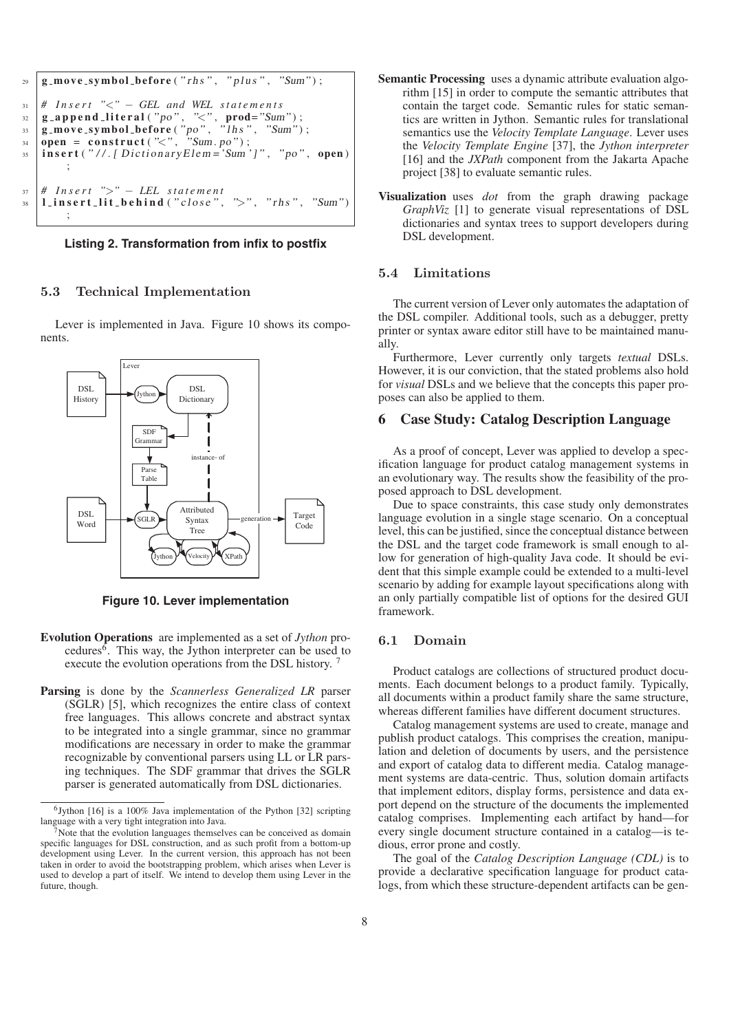```
29  g_move_symbol_before("rhs", "plus", "Sum");

31  # Insert "<" - GEL and WEL statements
32  g_append_literal("po", "<", prod="Sum");
33  g_move_symbol_before("po", "lhs", "Sum");
34  open = construct("<", "Sum.po");
35  insert("//.[DictionaryElem='Sum']", "po", open)
        ;

37  # Insert ">" - LEL statement
38  l_insert_lit_behind("close", ">", "rhs", "Sum")
        ;
```

**Listing 2. Transformation from infix to postfix**

### 5.3 Technical Implementation

Lever is implemented in Java. Figure 10 shows its components.

**Figure 10. Lever implementation**

**Evolution Operations** are implemented as a set of *Jython* procedures[6]. This way, the Jython interpreter can be used to execute the evolution operations from the DSL history. [7]

**Parsing** is done by the *Scannerless Generalized LR* parser (SGLR) [5], which recognizes the entire class of context free languages. This allows concrete and abstract syntax to be integrated into a single grammar, since no grammar modifications are necessary in order to make the grammar recognizable by conventional parsers using LL or LR parsing techniques. The SDF grammar that drives the SGLR parser is generated automatically from DSL dictionaries.

**Semantic Processing** uses a dynamic attribute evaluation algorithm [15] in order to compute the semantic attributes that contain the target code. Semantic rules for static semantics are written in Jython. Semantic rules for translational semantics use the *Velocity Template Language*. Lever uses the *Velocity Template Engine* [37], the *Jython interpreter* [16] and the *JXPath* component from the Jakarta Apache project [38] to evaluate semantic rules.

**Visualization** uses *dot* from the graph drawing package *GraphViz* [1] to generate visual representations of DSL dictionaries and syntax trees to support developers during DSL development.

### 5.4 Limitations

The current version of Lever only automates the adaptation of the DSL compiler. Additional tools, such as a debugger, pretty printer or syntax aware editor still have to be maintained manually.

Furthermore, Lever currently only targets *textual* DSLs. However, it is our conviction, that the stated problems also hold for *visual* DSLs and we believe that the concepts this paper proposes can also be applied to them.

## 6 Case Study: Catalog Description Language

As a proof of concept, Lever was applied to develop a specification language for product catalog management systems in an evolutionary way. The results show the feasibility of the proposed approach to DSL development.

Due to space constraints, this case study only demonstrates language evolution in a single stage scenario. On a conceptual level, this can be justified, since the conceptual distance between the DSL and the target code framework is small enough to allow for generation of high-quality Java code. It should be evident that this simple example could be extended to a multi-level scenario by adding for example layout specifications along with an only partially compatible list of options for the desired GUI framework.

### 6.1 Domain

Product catalogs are collections of structured product documents. Each document belongs to a product family. Typically, all documents within a product family share the same structure, whereas different families have different document structures.

Catalog management systems are used to create, manage and publish product catalogs. This comprises the creation, manipulation and deletion of documents by users, and the persistence and export of catalog data to different media. Catalog management systems are data-centric. Thus, solution domain artifacts that implement editors, display forms, persistence and data export depend on the structure of the documents the implemented catalog comprises. Implementing each artifact by hand—for every single document structure contained in a catalog—is tedious, error prone and costly.

The goal of the *Catalog Description Language (CDL)* is to provide a declarative specification language for product catalogs, from which these structure-dependent artifacts can be gen-

[6] Jython [16] is a 100% Java implementation of the Python [32] scripting language with a very tight integration into Java.

[7] Note that the evolution languages themselves can be conceived as domain specific languages for DSL construction, and as such profit from a bottom-up development using Lever. In the current version, this approach has not been taken in order to avoid the bootstrapping problem, which arises when Lever is used to develop a part of itself. We intend to develop them using Lever in the future, though.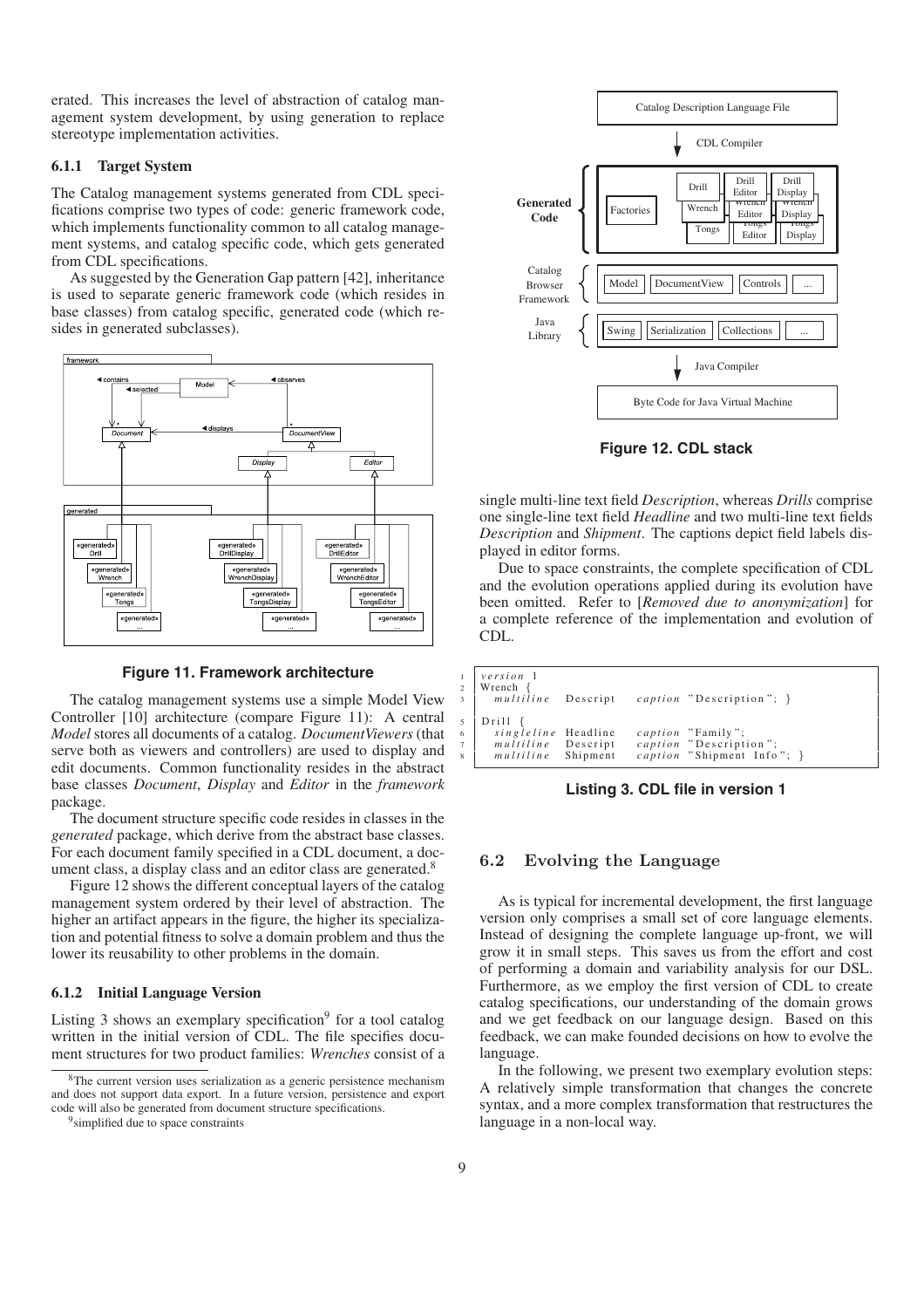erated. This increases the level of abstraction of catalog management system development, by using generation to replace stereotype implementation activities.

### 6.1.1 Target System

The Catalog management systems generated from CDL specifications comprise two types of code: generic framework code, which implements functionality common to all catalog management systems, and catalog specific code, which gets generated from CDL specifications.

As suggested by the Generation Gap pattern [42], inheritance is used to separate generic framework code (which resides in base classes) from catalog specific, generated code (which resides in generated subclasses).

**Figure 11. Framework architecture**

The catalog management systems use a simple Model View Controller [10] architecture (compare Figure 11): A central *Model* stores all documents of a catalog. *DocumentViewers* (that serve both as viewers and controllers) are used to display and edit documents. Common functionality resides in the abstract base classes *Document*, *Display* and *Editor* in the *framework* package.

The document structure specific code resides in classes in the *generated* package, which derive from the abstract base classes. For each document family specified in a CDL document, a document class, a display class and an editor class are generated.[8]

Figure 12 shows the different conceptual layers of the catalog management system ordered by their level of abstraction. The higher an artifact appears in the figure, the higher its specialization and potential fitness to solve a domain problem and thus the lower its reusability to other problems in the domain.

### 6.1.2 Initial Language Version

Listing 3 shows an exemplary specification[9] for a tool catalog written in the initial version of CDL. The file specifies document structures for two product families: *Wrenches* consist of a single multi-line text field *Description*, whereas *Drills* comprise one single-line text field *Headline* and two multi-line text fields *Description* and *Shipment*. The captions depict field labels displayed in editor forms.

**Figure 12. CDL stack**

Due to space constraints, the complete specification of CDL and the evolution operations applied during its evolution have been omitted. Refer to [*Removed due to anonymization*] for a complete reference of the implementation and evolution of CDL.

```
1  version 1
2  Wrench {
3    multiline   Descript     caption "Description"; }

5  Drill {
6    singleline  Headline     caption "Family";
7    multiline   Descript     caption "Description";
8    multiline   Shipment     caption "Shipment Info"; }
```

**Listing 3. CDL file in version 1**

## 6.2 Evolving the Language

As is typical for incremental development, the first language version only comprises a small set of core language elements. Instead of designing the complete language up-front, we will grow it in small steps. This saves us from the effort and cost of performing a domain and variability analysis for our DSL. Furthermore, as we employ the first version of CDL to create catalog specifications, our understanding of the domain grows and we get feedback on our language design. Based on this feedback, we can make founded decisions on how to evolve the language.

In the following, we present two exemplary evolution steps: A relatively simple transformation that changes the concrete syntax, and a more complex transformation that restructures the language in a non-local way.

[8] The current version uses serialization as a generic persistence mechanism and does not support data export. In a future version, persistence and export code will also be generated from document structure specifications.

[9] simplified due to space constraints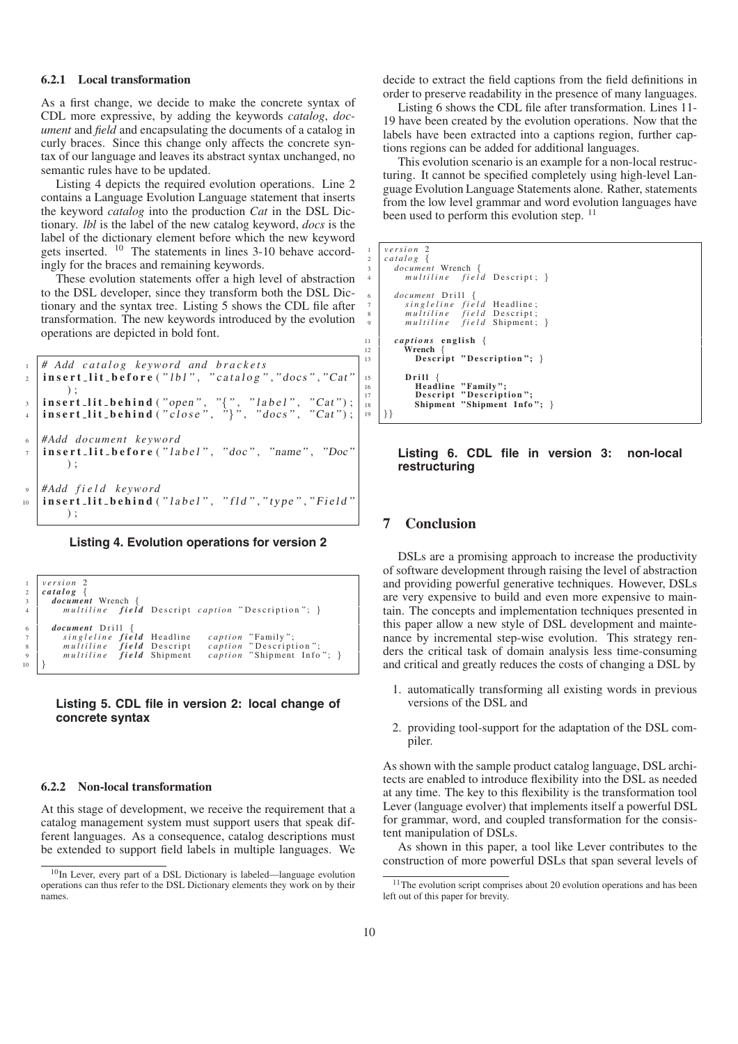### 6.2.1 Local transformation

As a first change, we decide to make the concrete syntax of CDL more expressive, by adding the keywords *catalog*, *document* and *field* and encapsulating the documents of a catalog in curly braces. Since this change only affects the concrete syntax of our language and leaves its abstract syntax unchanged, no semantic rules have to be updated.

Listing 4 depicts the required evolution operations. Line 2 contains a Language Evolution Language statement that inserts the keyword *catalog* into the production *Cat* in the DSL Dictionary. *lbl* is the label of the new catalog keyword, *docs* is the label of the dictionary element before which the new keyword gets inserted. [10] The statements in lines 3-10 behave accordingly for the braces and remaining keywords.

These evolution statements offer a high level of abstraction to the DSL developer, since they transform both the DSL Dictionary and the syntax tree. Listing 5 shows the CDL file after transformation. The new keywords introduced by the evolution operations are depicted in bold font.

```
1  # Add catalog keyword and brackets
2  insert_lit_before("lbl", "catalog","docs","Cat"
       );
3  insert_lit_behind("open", "{", "label", "Cat");
4  insert_lit_behind("close", "}", "docs", "Cat");

6  #Add document keyword
7  insert_lit_before("label", "doc", "name", "Doc"
       );

9  #Add field keyword
10 insert_lit_behind("label", "fld","type","Field"
       );
```

**Listing 4. Evolution operations for version 2**

```
1  version 2
2  catalog {
3    document Wrench {
4      multiline field Descript caption "Description"; }

6    document Drill {
7      singleline field Headline    caption "Family";
8      multiline  field Descript    caption "Description";
9      multiline  field Shipment    caption "Shipment Info"; }
10 }
```

**Listing 5. CDL file in version 2: local change of concrete syntax**

### 6.2.2 Non-local transformation

At this stage of development, we receive the requirement that a catalog management system must support users that speak different languages. As a consequence, catalog descriptions must be extended to support field labels in multiple languages. We decide to extract the field captions from the field definitions in order to preserve readability in the presence of many languages.

Listing 6 shows the CDL file after transformation. Lines 11-19 have been created by the evolution operations. Now that the labels have been extracted into a captions region, further captions regions can be added for additional languages.

This evolution scenario is an example for a non-local restructuring. It cannot be specified completely using high-level Language Evolution Language Statements alone. Rather, statements from the low level grammar and word evolution languages have been used to perform this evolution step. [11]

```
1  version 2
2  catalog {
3    document Wrench {
4      multiline field Descript; }

6    document Drill {
7      singleline field Headline;
8      multiline  field Descript;
9      multiline  field Shipment; }

11   captions english {
12     Wrench {
13       Descript "Description"; }

15     Drill {
16       Headline "Family";
17       Descript "Description";
18       Shipment "Shipment Info"; }
19 }}
```

**Listing 6. CDL file in version 3: non-local restructuring**

## 7 Conclusion

DSLs are a promising approach to increase the productivity of software development through raising the level of abstraction and providing powerful generative techniques. However, DSLs are very expensive to build and even more expensive to maintain. The concepts and implementation techniques presented in this paper allow a new style of DSL development and maintenance by incremental step-wise evolution. This strategy renders the critical task of domain analysis less time-consuming and critical and greatly reduces the costs of changing a DSL by

1. automatically transforming all existing words in previous versions of the DSL and
2. providing tool-support for the adaptation of the DSL compiler.

As shown with the sample product catalog language, DSL architects are enabled to introduce flexibility into the DSL as needed at any time. The key to this flexibility is the transformation tool Lever (language evolver) that implements itself a powerful DSL for grammar, word, and coupled transformation for the consistent manipulation of DSLs.

As shown in this paper, a tool like Lever contributes to the construction of more powerful DSLs that span several levels of

[10] In Lever, every part of a DSL Dictionary is labeled—language evolution operations can thus refer to the DSL Dictionary elements they work on by their names.

[11] The evolution script comprises about 20 evolution operations and has been left out of this paper for brevity.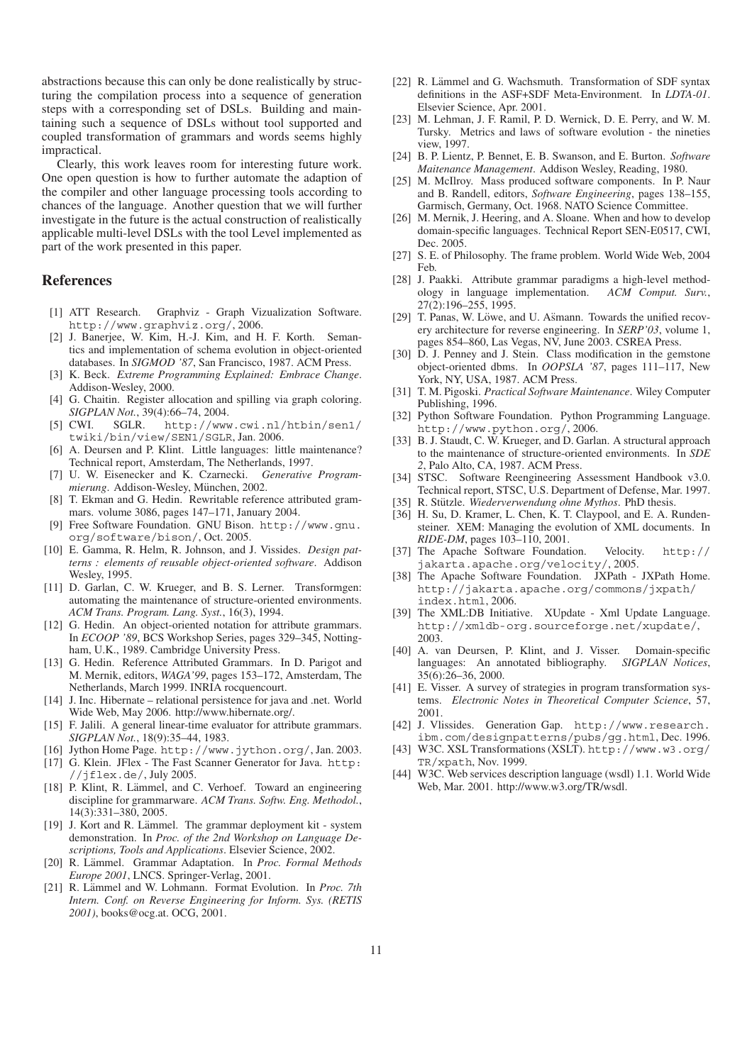abstractions because this can only be done realistically by structuring the compilation process into a sequence of generation steps with a corresponding set of DSLs. Building and maintaining such a sequence of DSLs without tool supported and coupled transformation of grammars and words seems highly impractical.

Clearly, this work leaves room for interesting future work. One open question is how to further automate the adaption of the compiler and other language processing tools according to chances of the language. Another question that we will further investigate in the future is the actual construction of realistically applicable multi-level DSLs with the tool Level implemented as part of the work presented in this paper.

## References

[1] ATT Research. Graphviz - Graph Vizualization Software. `http://www.graphviz.org/`, 2006.

[2] J. Banerjee, W. Kim, H.-J. Kim, and H. F. Korth. Semantics and implementation of schema evolution in object-oriented databases. In *SIGMOD '87*, San Francisco, 1987. ACM Press.

[3] K. Beck. *Extreme Programming Explained: Embrace Change*. Addison-Wesley, 2000.

[4] G. Chaitin. Register allocation and spilling via graph coloring. *SIGPLAN Not.*, 39(4):66–74, 2004.

[5] CWI. SGLR. `http://www.cwi.nl/htbin/sen1/twiki/bin/view/SEN1/SGLR`, Jan. 2006.

[6] A. Deursen and P. Klint. Little languages: little maintenance? Technical report, Amsterdam, The Netherlands, 1997.

[7] U. W. Eisenecker and K. Czarnecki. *Generative Programmierung*. Addison-Wesley, München, 2002.

[8] T. Ekman and G. Hedin. Rewritable reference attributed grammars. volume 3086, pages 147–171, January 2004.

[9] Free Software Foundation. GNU Bison. `http://www.gnu.org/software/bison/`, Oct. 2005.

[10] E. Gamma, R. Helm, R. Johnson, and J. Vissides. *Design patterns : elements of reusable object-oriented software*. Addison Wesley, 1995.

[11] D. Garlan, C. W. Krueger, and B. S. Lerner. Transformgen: automating the maintenance of structure-oriented environments. *ACM Trans. Program. Lang. Syst.*, 16(3), 1994.

[12] G. Hedin. An object-oriented notation for attribute grammars. In *ECOOP '89*, BCS Workshop Series, pages 329–345, Nottingham, U.K., 1989. Cambridge University Press.

[13] G. Hedin. Reference Attributed Grammars. In D. Parigot and M. Mernik, editors, *WAGA'99*, pages 153–172, Amsterdam, The Netherlands, March 1999. INRIA rocquencourt.

[14] J. Inc. Hibernate – relational persistence for java and .net. World Wide Web, May 2006. http://www.hibernate.org/.

[15] F. Jalili. A general linear-time evaluator for attribute grammars. *SIGPLAN Not.*, 18(9):35–44, 1983.

[16] Jython Home Page. `http://www.jython.org/`, Jan. 2003.

[17] G. Klein. JFlex - The Fast Scanner Generator for Java. `http://jflex.de/`, July 2005.

[18] P. Klint, R. Lämmel, and C. Verhoef. Toward an engineering discipline for grammarware. *ACM Trans. Softw. Eng. Methodol.*, 14(3):331–380, 2005.

[19] J. Kort and R. Lämmel. The grammar deployment kit - system demonstration. In *Proc. of the 2nd Workshop on Language Descriptions, Tools and Applications*. Elsevier Science, 2002.

[20] R. Lämmel. Grammar Adaptation. In *Proc. Formal Methods Europe 2001*, LNCS. Springer-Verlag, 2001.

[21] R. Lämmel and W. Lohmann. Format Evolution. In *Proc. 7th Intern. Conf. on Reverse Engineering for Inform. Sys. (RETIS 2001)*, books@ocg.at. OCG, 2001.

[22] R. Lämmel and G. Wachsmuth. Transformation of SDF syntax definitions in the ASF+SDF Meta-Environment. In *LDTA-01*. Elsevier Science, Apr. 2001.

[23] M. Lehman, J. F. Ramil, P. D. Wernick, D. E. Perry, and W. M. Tursky. Metrics and laws of software evolution - the nineties view, 1997.

[24] B. P. Lientz, P. Bennet, E. B. Swanson, and E. Burton. *Software Maitenance Management*. Addison Wesley, Reading, 1980.

[25] M. McIlroy. Mass produced software components. In P. Naur and B. Randell, editors, *Software Engineering*, pages 138–155, Garmisch, Germany, Oct. 1968. NATO Science Committee.

[26] M. Mernik, J. Heering, and A. Sloane. When and how to develop domain-specific languages. Technical Report SEN-E0517, CWI, Dec. 2005.

[27] S. E. of Philosophy. The frame problem. World Wide Web, 2004 Feb.

[28] J. Paakki. Attribute grammar paradigms a high-level methodology in language implementation. *ACM Comput. Surv.*, 27(2):196–255, 1995.

[29] T. Panas, W. Löwe, and U. Aßmann. Towards the unified recovery architecture for reverse engineering. In *SERP'03*, volume 1, pages 854–860, Las Vegas, NV, June 2003. CSREA Press.

[30] D. J. Penney and J. Stein. Class modification in the gemstone object-oriented dbms. In *OOPSLA '87*, pages 111–117, New York, NY, USA, 1987. ACM Press.

[31] T. M. Pigoski. *Practical Software Maintenance*. Wiley Computer Publishing, 1996.

[32] Python Software Foundation. Python Programming Language. `http://www.python.org/`, 2006.

[33] B. J. Staudt, C. W. Krueger, and D. Garlan. A structural approach to the maintenance of structure-oriented environments. In *SDE 2*, Palo Alto, CA, 1987. ACM Press.

[34] STSC. Software Reengineering Assessment Handbook v3.0. Technical report, STSC, U.S. Department of Defense, Mar. 1997.

[35] R. Stützle. *Wiederverwendung ohne Mythos*. PhD thesis.

[36] H. Su, D. Kramer, L. Chen, K. T. Claypool, and E. A. Rundensteiner. XEM: Managing the evolution of XML documents. In *RIDE-DM*, pages 103–110, 2001.

[37] The Apache Software Foundation. Velocity. `http://jakarta.apache.org/velocity/`, 2005.

[38] The Apache Software Foundation. JXPath - JXPath Home. `http://jakarta.apache.org/commons/jxpath/index.html`, 2006.

[39] The XML:DB Initiative. XUpdate - Xml Update Language. `http://xmldb-org.sourceforge.net/xupdate/`, 2003.

[40] A. van Deursen, P. Klint, and J. Visser. Domain-specific languages: An annotated bibliography. *SIGPLAN Notices*, 35(6):26–36, 2000.

[41] E. Visser. A survey of strategies in program transformation systems. *Electronic Notes in Theoretical Computer Science*, 57, 2001.

[42] J. Vlissides. Generation Gap. `http://www.research.ibm.com/designpatterns/pubs/gg.html`, Dec. 1996.

[43] W3C. XSL Transformations (XSLT). `http://www.w3.org/TR/xpath`, Nov. 1999.

[44] W3C. Web services description language (wsdl) 1.1. World Wide Web, Mar. 2001. http://www.w3.org/TR/wsdl.